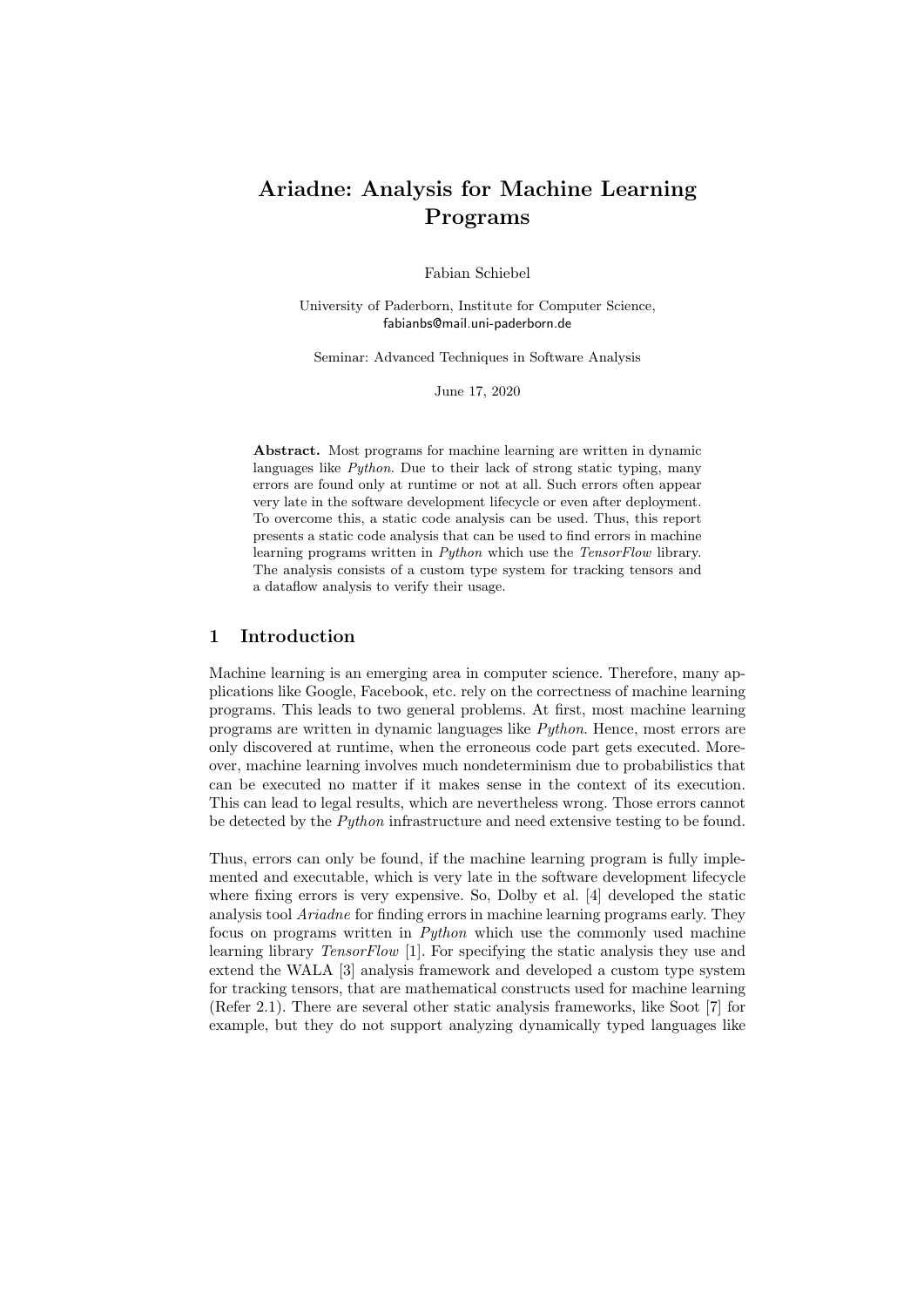# Ariadne: Analysis for Machine Learning Programs

Fabian Schiebel

University of Paderborn, Institute for Computer Science,
fabianbs@mail.uni-paderborn.de

Seminar: Advanced Techniques in Software Analysis

June 17, 2020

**Abstract.** Most programs for machine learning are written in dynamic languages like *Python*. Due to their lack of strong static typing, many errors are found only at runtime or not at all. Such errors often appear very late in the software development lifecycle or even after deployment. To overcome this, a static code analysis can be used. Thus, this report presents a static code analysis that can be used to find errors in machine learning programs written in *Python* which use the *TensorFlow* library. The analysis consists of a custom type system for tracking tensors and a dataflow analysis to verify their usage.

## 1 Introduction

Machine learning is an emerging area in computer science. Therefore, many applications like Google, Facebook, etc. rely on the correctness of machine learning programs. This leads to two general problems. At first, most machine learning programs are written in dynamic languages like *Python*. Hence, most errors are only discovered at runtime, when the erroneous code part gets executed. Moreover, machine learning involves much nondeterminism due to probabilistics that can be executed no matter if it makes sense in the context of its execution. This can lead to legal results, which are nevertheless wrong. Those errors cannot be detected by the *Python* infrastructure and need extensive testing to be found.

Thus, errors can only be found, if the machine learning program is fully implemented and executable, which is very late in the software development lifecycle where fixing errors is very expensive. So, Dolby et al. [4] developed the static analysis tool *Ariadne* for finding errors in machine learning programs early. They focus on programs written in *Python* which use the commonly used machine learning library *TensorFlow* [1]. For specifying the static analysis they use and extend the WALA [3] analysis framework and developed a custom type system for tracking tensors, that are mathematical constructs used for machine learning (Refer 2.1). There are several other static analysis frameworks, like Soot [7] for example, but they do not support analyzing dynamically typed languages like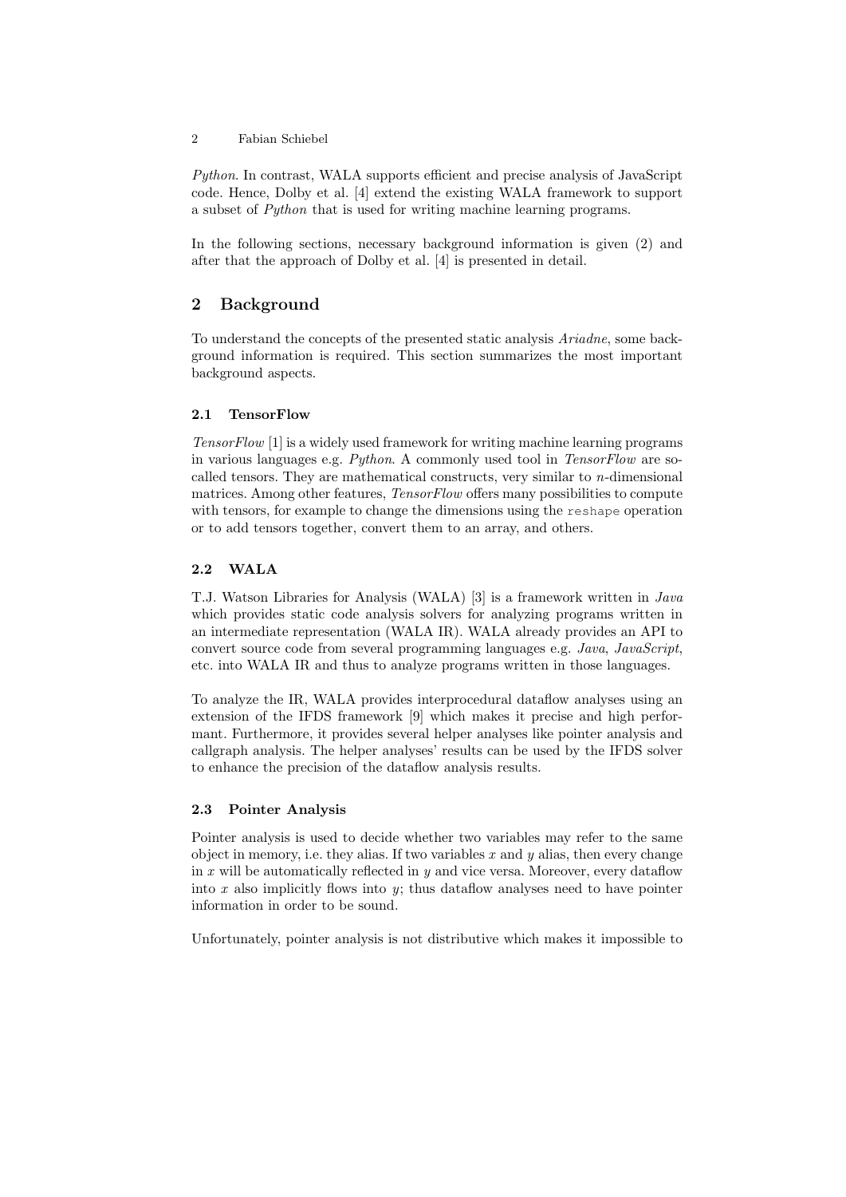*Python*. In contrast, WALA supports efficient and precise analysis of JavaScript code. Hence, Dolby et al. [4] extend the existing WALA framework to support a subset of *Python* that is used for writing machine learning programs.

In the following sections, necessary background information is given (2) and after that the approach of Dolby et al. [4] is presented in detail.

## 2 Background

To understand the concepts of the presented static analysis *Ariadne*, some background information is required. This section summarizes the most important background aspects.

### 2.1 TensorFlow

*TensorFlow* [1] is a widely used framework for writing machine learning programs in various languages e.g. *Python*. A commonly used tool in *TensorFlow* are so-called tensors. They are mathematical constructs, very similar to $n$-dimensional matrices. Among other features, *TensorFlow* offers many possibilities to compute with tensors, for example to change the dimensions using the `reshape` operation or to add tensors together, convert them to an array, and others.

### 2.2 WALA

T.J. Watson Libraries for Analysis (WALA) [3] is a framework written in *Java* which provides static code analysis solvers for analyzing programs written in an intermediate representation (WALA IR). WALA already provides an API to convert source code from several programming languages e.g. *Java*, *JavaScript*, etc. into WALA IR and thus to analyze programs written in those languages.

To analyze the IR, WALA provides interprocedural dataflow analyses using an extension of the IFDS framework [9] which makes it precise and high performant. Furthermore, it provides several helper analyses like pointer analysis and callgraph analysis. The helper analyses' results can be used by the IFDS solver to enhance the precision of the dataflow analysis results.

### 2.3 Pointer Analysis

Pointer analysis is used to decide whether two variables may refer to the same object in memory, i.e. they alias. If two variables $x$ and $y$ alias, then every change in $x$ will be automatically reflected in $y$ and vice versa. Moreover, every dataflow into $x$ also implicitly flows into $y$; thus dataflow analyses need to have pointer information in order to be sound.

Unfortunately, pointer analysis is not distributive which makes it impossible to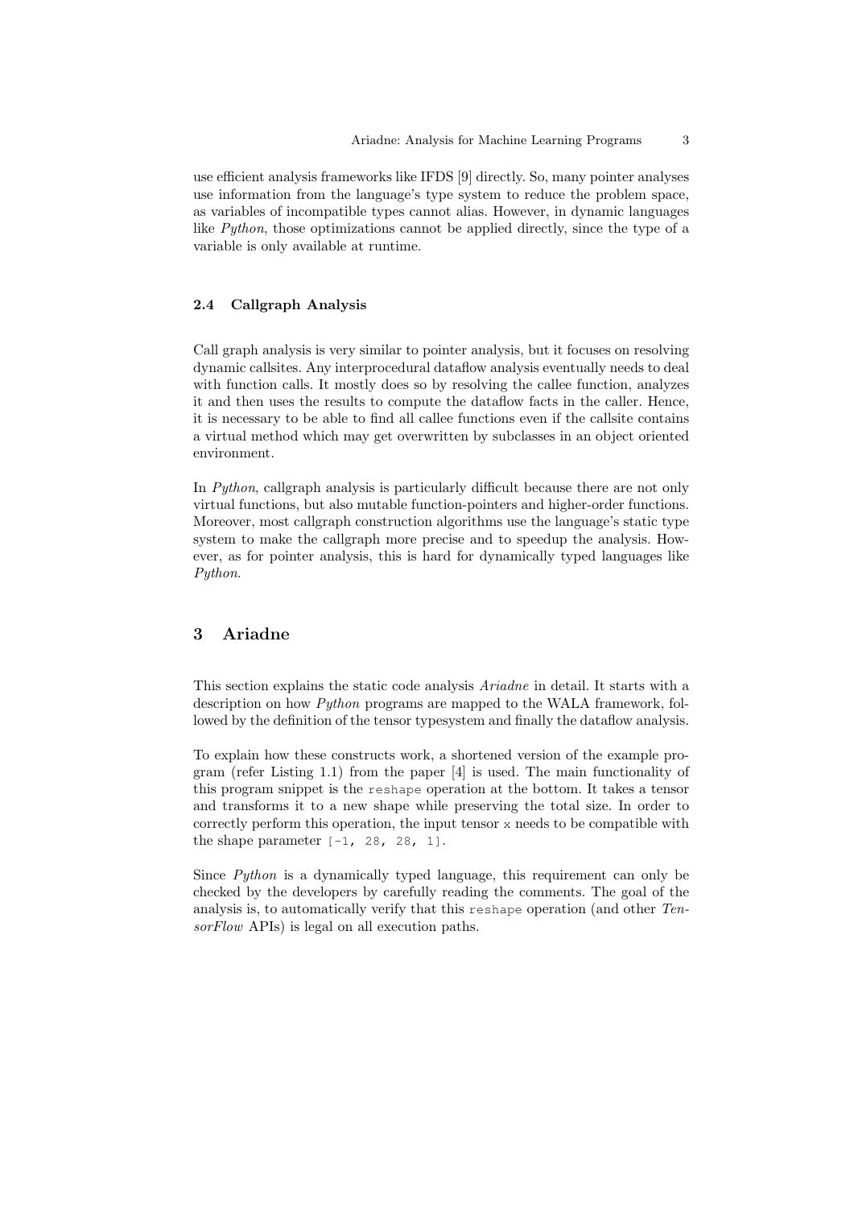use efficient analysis frameworks like IFDS [9] directly. So, many pointer analyses use information from the language's type system to reduce the problem space, as variables of incompatible types cannot alias. However, in dynamic languages like *Python*, those optimizations cannot be applied directly, since the type of a variable is only available at runtime.

### 2.4 Callgraph Analysis

Call graph analysis is very similar to pointer analysis, but it focuses on resolving dynamic callsites. Any interprocedural dataflow analysis eventually needs to deal with function calls. It mostly does so by resolving the callee function, analyzes it and then uses the results to compute the dataflow facts in the caller. Hence, it is necessary to be able to find all callee functions even if the callsite contains a virtual method which may get overwritten by subclasses in an object oriented environment.

In *Python*, callgraph analysis is particularly difficult because there are not only virtual functions, but also mutable function-pointers and higher-order functions. Moreover, most callgraph construction algorithms use the language's static type system to make the callgraph more precise and to speedup the analysis. However, as for pointer analysis, this is hard for dynamically typed languages like *Python*.

## 3 Ariadne

This section explains the static code analysis *Ariadne* in detail. It starts with a description on how *Python* programs are mapped to the WALA framework, followed by the definition of the tensor typesystem and finally the dataflow analysis.

To explain how these constructs work, a shortened version of the example program (refer Listing 1.1) from the paper [4] is used. The main functionality of this program snippet is the `reshape` operation at the bottom. It takes a tensor and transforms it to a new shape while preserving the total size. In order to correctly perform this operation, the input tensor `x` needs to be compatible with the shape parameter `[-1, 28, 28, 1]`.

Since *Python* is a dynamically typed language, this requirement can only be checked by the developers by carefully reading the comments. The goal of the analysis is, to automatically verify that this `reshape` operation (and other *TensorFlow* APIs) is legal on all execution paths.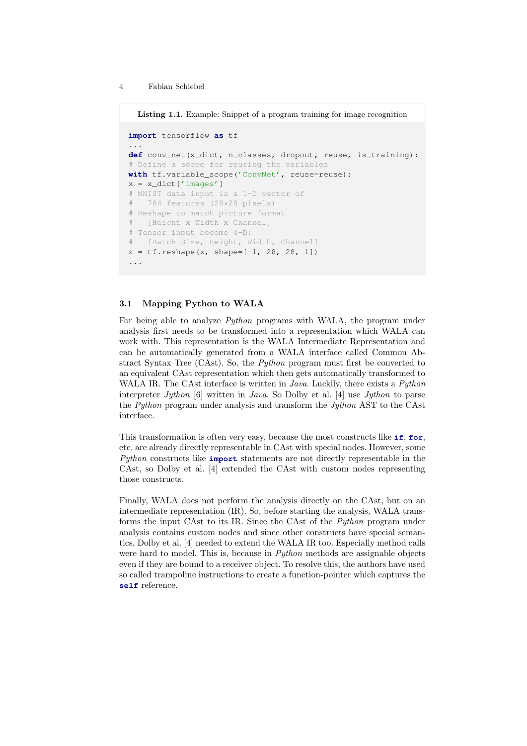**Listing 1.1.** Example: Snippet of a program training for image recognition

```
import tensorflow as tf
...
def conv_net(x_dict, n_classes, dropout, reuse, is_training):
# Define a scope for reusing the variables
with tf.variable_scope('ConvNet', reuse=reuse):
x = x_dict['images']
# MNIST data input is a 1-D vector of
#   784 features (28*28 pixels)
# Reshape to match picture format
#   [Height x Width x Channel]
# Tensor input become 4-D:
#   [Batch Size, Height, Width, Channel]
x = tf.reshape(x, shape=[-1, 28, 28, 1])
...
```

### 3.1 Mapping Python to WALA

For being able to analyze *Python* programs with WALA, the program under analysis first needs to be transformed into a representation which WALA can work with. This representation is the WALA Intermediate Representation and can be automatically generated from a WALA interface called Common Abstract Syntax Tree (CAst). So, the *Python* program must first be converted to an equivalent CAst representation which then gets automatically transformed to WALA IR. The CAst interface is written in *Java*. Luckily, there exists a *Python* interpreter *Jython* [6] written in *Java*. So Dolby et al. [4] use *Jython* to parse the *Python* program under analysis and transform the *Jython* AST to the CAst interface.

This transformation is often very easy, because the most constructs like **if**, **for**, etc. are already directly representable in CAst with special nodes. However, some *Python* constructs like **import** statements are not directly representable in the CAst, so Dolby et al. [4] extended the CAst with custom nodes representing those constructs.

Finally, WALA does not perform the analysis directly on the CAst, but on an intermediate representation (IR). So, before starting the analysis, WALA transforms the input CAst to its IR. Since the CAst of the *Python* program under analysis contains custom nodes and since other constructs have special semantics, Dolby et al. [4] needed to extend the WALA IR too. Especially method calls were hard to model. This is, because in *Python* methods are assignable objects even if they are bound to a receiver object. To resolve this, the authors have used so called trampoline instructions to create a function-pointer which captures the **self** reference.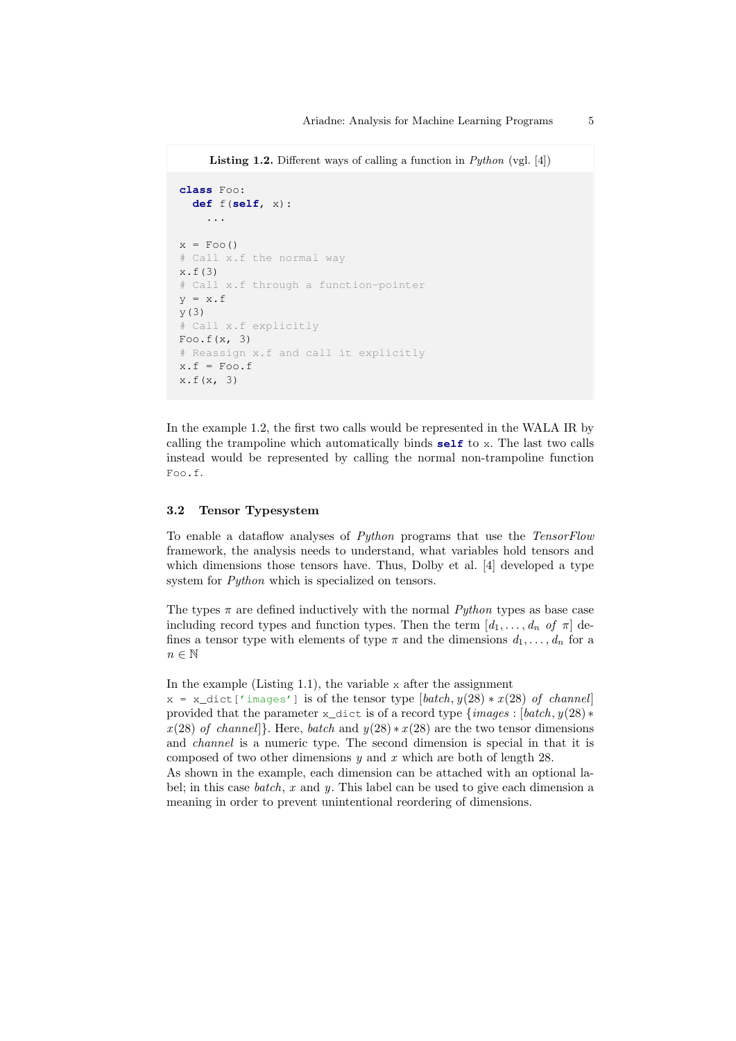**Listing 1.2.** Different ways of calling a function in *Python* (vgl. [4])

```
class Foo:
  def f(self, x):
    ...

x = Foo()
# Call x.f the normal way
x.f(3)
# Call x.f through a function-pointer
y = x.f
y(3)
# Call x.f explicitly
Foo.f(x, 3)
# Reassign x.f and call it explicitly
x.f = Foo.f
x.f(x, 3)
```

In the example 1.2, the first two calls would be represented in the WALA IR by calling the trampoline which automatically binds **`self`** to `x`. The last two calls instead would be represented by calling the normal non-trampoline function `Foo.f`.

### 3.2 Tensor Typesystem

To enable a dataflow analyses of *Python* programs that use the *TensorFlow* framework, the analysis needs to understand, what variables hold tensors and which dimensions those tensors have. Thus, Dolby et al. [4] developed a type system for *Python* which is specialized on tensors.

The types $\pi$ are defined inductively with the normal *Python* types as base case including record types and function types. Then the term $[d_1, \ldots, d_n \ of \ \pi]$ defines a tensor type with elements of type $\pi$ and the dimensions $d_1, \ldots, d_n$ for a $n \in \mathbb{N}$

In the example (Listing 1.1), the variable `x` after the assignment
`x = x_dict['images']` is of the tensor type $[batch, y(28) * x(28) \ of \ channel]$ provided that the parameter `x_dict` is of a record type $\{images : [batch, y(28) * x(28) \ of \ channel]\}$. Here, $batch$ and $y(28) * x(28)$ are the two tensor dimensions and $channel$ is a numeric type. The second dimension is special in that it is composed of two other dimensions $y$ and $x$ which are both of length 28.
As shown in the example, each dimension can be attached with an optional label; in this case $batch$, $x$ and $y$. This label can be used to give each dimension a meaning in order to prevent unintentional reordering of dimensions.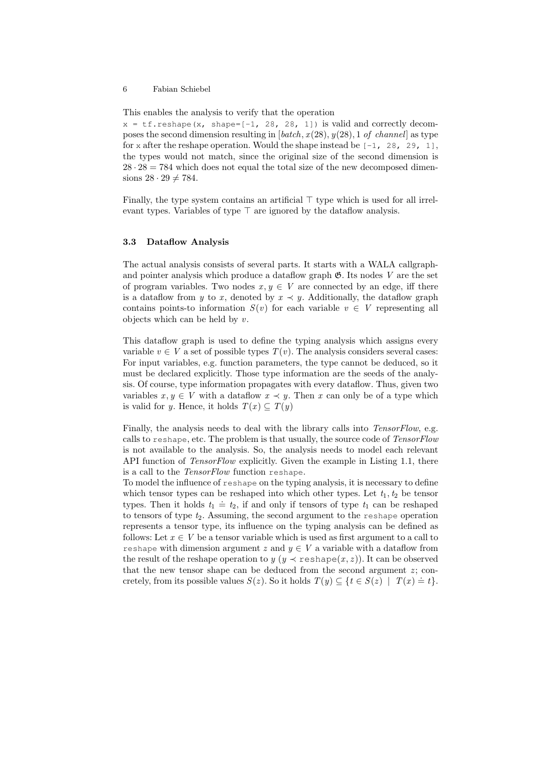This enables the analysis to verify that the operation
`x = tf.reshape(x, shape=[-1, 28, 28, 1])` is valid and correctly decomposes the second dimension resulting in $[batch, x(28), y(28), 1\ of\ channel]$ as type for `x` after the reshape operation. Would the shape instead be `[-1, 28, 29, 1]`, the types would not match, since the original size of the second dimension is $28 \cdot 28 = 784$ which does not equal the total size of the new decomposed dimensions $28 \cdot 29 \neq 784$.

Finally, the type system contains an artificial $\top$ type which is used for all irrelevant types. Variables of type $\top$ are ignored by the dataflow analysis.

### 3.3 Dataflow Analysis

The actual analysis consists of several parts. It starts with a WALA callgraph- and pointer analysis which produce a dataflow graph $\mathfrak{G}$. Its nodes $V$ are the set of program variables. Two nodes $x, y \in V$ are connected by an edge, iff there is a dataflow from $y$ to $x$, denoted by $x \prec y$. Additionally, the dataflow graph contains points-to information $S(v)$ for each variable $v \in V$ representing all objects which can be held by $v$.

This dataflow graph is used to define the typing analysis which assigns every variable $v \in V$ a set of possible types $T(v)$. The analysis considers several cases: For input variables, e.g. function parameters, the type cannot be deduced, so it must be declared explicitly. Those type information are the seeds of the analysis. Of course, type information propagates with every dataflow. Thus, given two variables $x, y \in V$ with a dataflow $x \prec y$. Then $x$ can only be of a type which is valid for $y$. Hence, it holds $T(x) \subseteq T(y)$

Finally, the analysis needs to deal with the library calls into *TensorFlow*, e.g. calls to `reshape`, etc. The problem is that usually, the source code of *TensorFlow* is not available to the analysis. So, the analysis needs to model each relevant API function of *TensorFlow* explicitly. Given the example in Listing 1.1, there is a call to the *TensorFlow* function `reshape`.
To model the influence of `reshape` on the typing analysis, it is necessary to define which tensor types can be reshaped into which other types. Let $t_1, t_2$ be tensor types. Then it holds $t_1 \doteq t_2$, if and only if tensors of type $t_1$ can be reshaped to tensors of type $t_2$. Assuming, the second argument to the `reshape` operation represents a tensor type, its influence on the typing analysis can be defined as follows: Let $x \in V$ be a tensor variable which is used as first argument to a call to `reshape` with dimension argument $z$ and $y \in V$ a variable with a dataflow from the result of the reshape operation to $y$ ($y \prec \texttt{reshape}(x, z)$). It can be observed that the new tensor shape can be deduced from the second argument $z$; concretely, from its possible values $S(z)$. So it holds $T(y) \subseteq \{t \in S(z) \mid T(x) \doteq t\}$.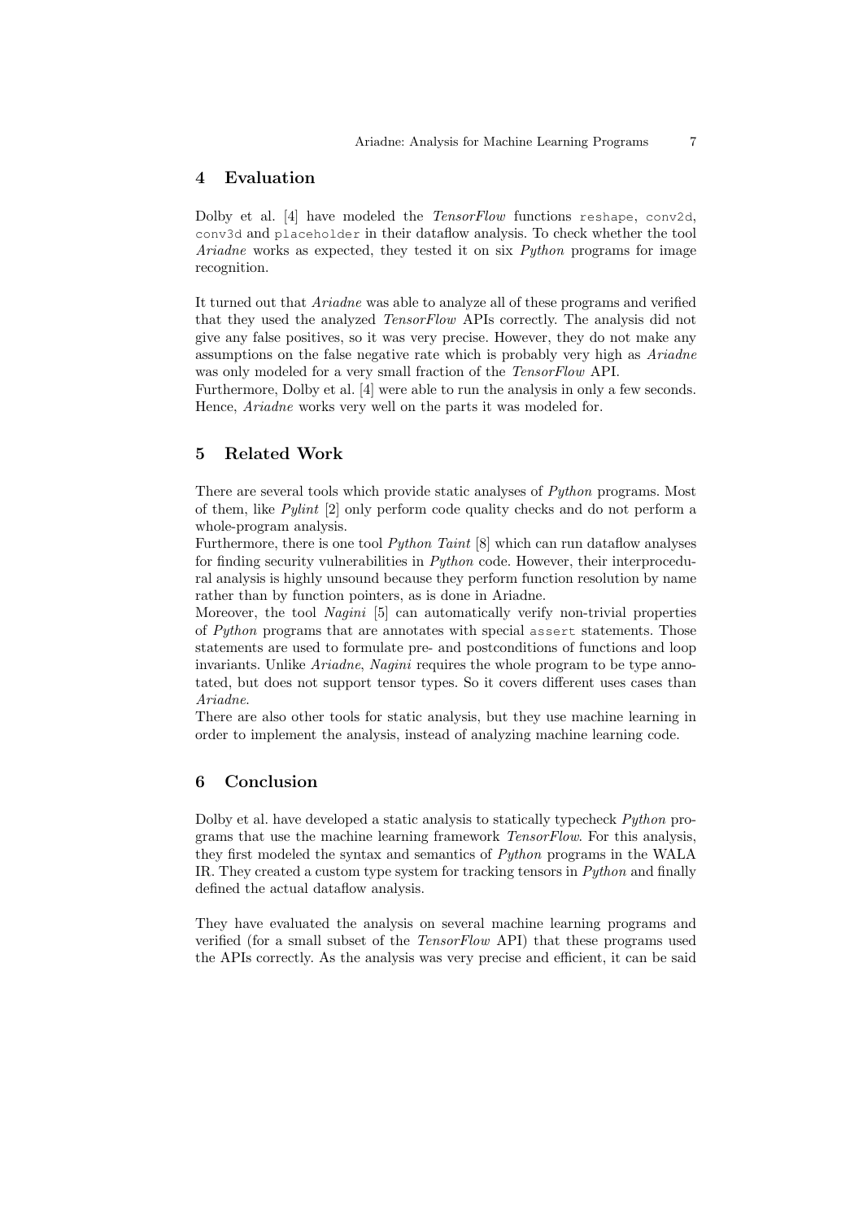## 4 Evaluation

Dolby et al. [4] have modeled the *TensorFlow* functions `reshape`, `conv2d`, `conv3d` and `placeholder` in their dataflow analysis. To check whether the tool *Ariadne* works as expected, they tested it on six *Python* programs for image recognition.

It turned out that *Ariadne* was able to analyze all of these programs and verified that they used the analyzed *TensorFlow* APIs correctly. The analysis did not give any false positives, so it was very precise. However, they do not make any assumptions on the false negative rate which is probably very high as *Ariadne* was only modeled for a very small fraction of the *TensorFlow* API.
Furthermore, Dolby et al. [4] were able to run the analysis in only a few seconds. Hence, *Ariadne* works very well on the parts it was modeled for.

## 5 Related Work

There are several tools which provide static analyses of *Python* programs. Most of them, like *Pylint* [2] only perform code quality checks and do not perform a whole-program analysis.
Furthermore, there is one tool *Python Taint* [8] which can run dataflow analyses for finding security vulnerabilities in *Python* code. However, their interprocedural analysis is highly unsound because they perform function resolution by name rather than by function pointers, as is done in Ariadne.
Moreover, the tool *Nagini* [5] can automatically verify non-trivial properties of *Python* programs that are annotates with special `assert` statements. Those statements are used to formulate pre- and postconditions of functions and loop invariants. Unlike *Ariadne*, *Nagini* requires the whole program to be type annotated, but does not support tensor types. So it covers different uses cases than *Ariadne*.
There are also other tools for static analysis, but they use machine learning in order to implement the analysis, instead of analyzing machine learning code.

## 6 Conclusion

Dolby et al. have developed a static analysis to statically typecheck *Python* programs that use the machine learning framework *TensorFlow*. For this analysis, they first modeled the syntax and semantics of *Python* programs in the WALA IR. They created a custom type system for tracking tensors in *Python* and finally defined the actual dataflow analysis.

They have evaluated the analysis on several machine learning programs and verified (for a small subset of the *TensorFlow* API) that these programs used the APIs correctly. As the analysis was very precise and efficient, it can be said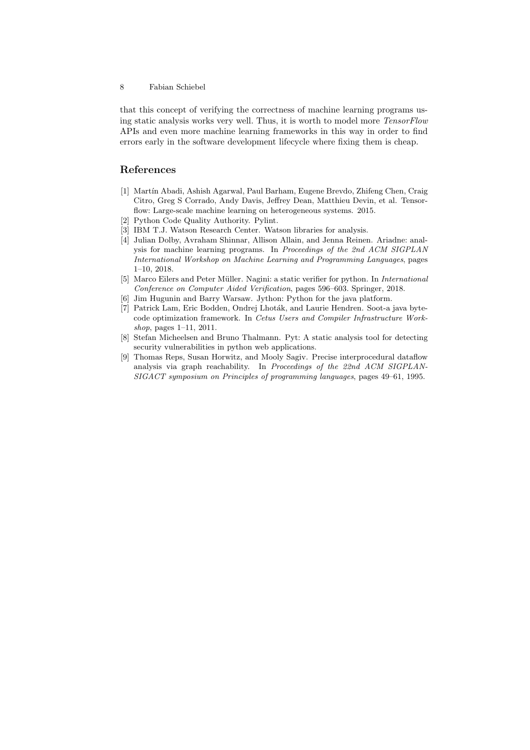that this concept of verifying the correctness of machine learning programs using static analysis works very well. Thus, it is worth to model more *TensorFlow* APIs and even more machine learning frameworks in this way in order to find errors early in the software development lifecycle where fixing them is cheap.

## References

[1] Martín Abadi, Ashish Agarwal, Paul Barham, Eugene Brevdo, Zhifeng Chen, Craig Citro, Greg S Corrado, Andy Davis, Jeffrey Dean, Matthieu Devin, et al. Tensorflow: Large-scale machine learning on heterogeneous systems. 2015.

[2] Python Code Quality Authority. Pylint.

[3] IBM T.J. Watson Research Center. Watson libraries for analysis.

[4] Julian Dolby, Avraham Shinnar, Allison Allain, and Jenna Reinen. Ariadne: analysis for machine learning programs. In *Proceedings of the 2nd ACM SIGPLAN International Workshop on Machine Learning and Programming Languages*, pages 1–10, 2018.

[5] Marco Eilers and Peter Müller. Nagini: a static verifier for python. In *International Conference on Computer Aided Verification*, pages 596–603. Springer, 2018.

[6] Jim Hugunin and Barry Warsaw. Jython: Python for the java platform.

[7] Patrick Lam, Eric Bodden, Ondrej Lhoták, and Laurie Hendren. Soot-a java bytecode optimization framework. In *Cetus Users and Compiler Infrastructure Workshop*, pages 1–11, 2011.

[8] Stefan Micheelsen and Bruno Thalmann. Pyt: A static analysis tool for detecting security vulnerabilities in python web applications.

[9] Thomas Reps, Susan Horwitz, and Mooly Sagiv. Precise interprocedural dataflow analysis via graph reachability. In *Proceedings of the 22nd ACM SIGPLAN-SIGACT symposium on Principles of programming languages*, pages 49–61, 1995.